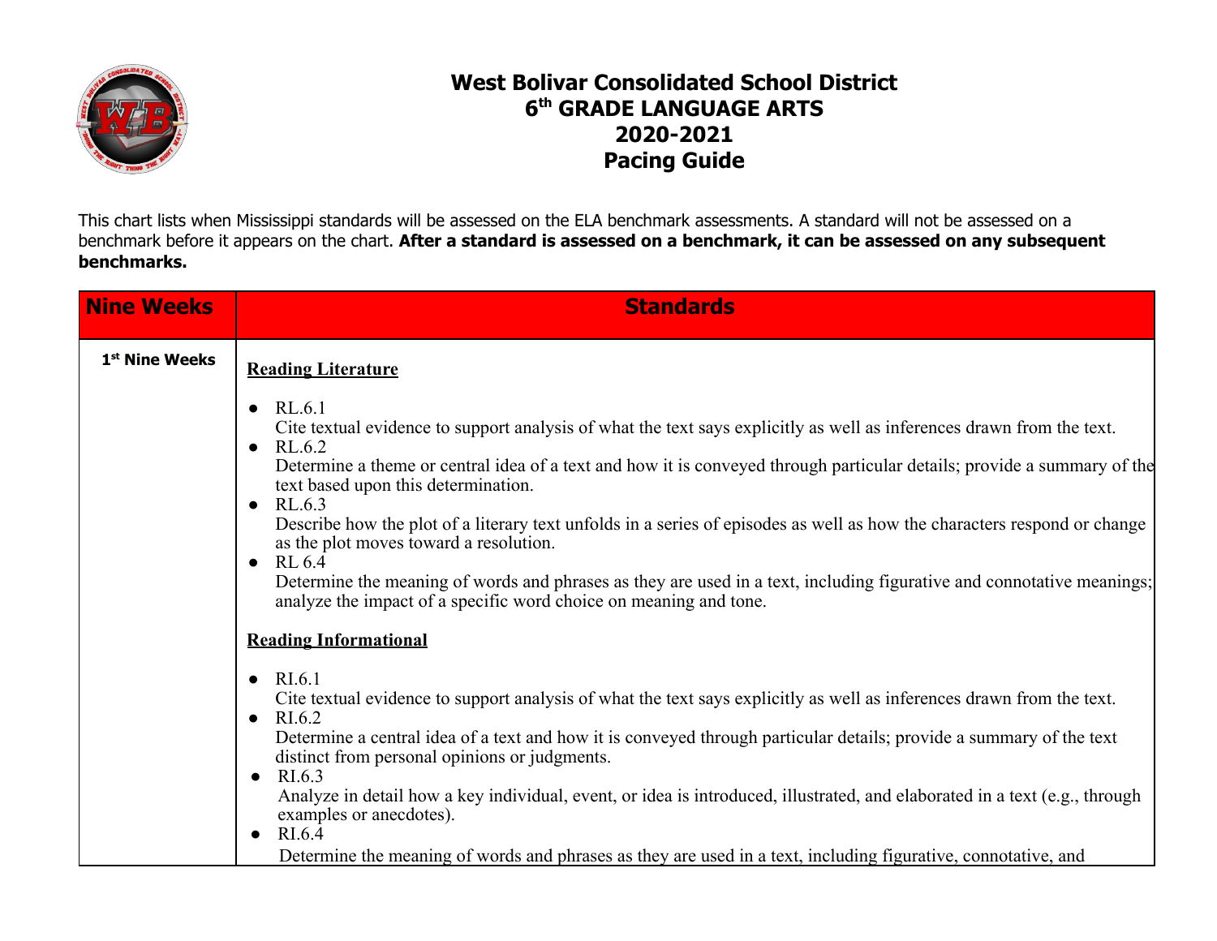# West Bolivar Consolidated School District
# 6th GRADE LANGUAGE ARTS
# 2020-2021
# Pacing Guide

This chart lists when Mississippi standards will be assessed on the ELA benchmark assessments. A standard will not be assessed on a benchmark before it appears on the chart. **After a standard is assessed on a benchmark, it can be assessed on any subsequent benchmarks.**

| Nine Weeks | Standards |
| --- | --- |
| **1st Nine Weeks** | **Reading Literature**<br><br>● RL.6.1<br>Cite textual evidence to support analysis of what the text says explicitly as well as inferences drawn from the text.<br>● RL.6.2<br>Determine a theme or central idea of a text and how it is conveyed through particular details; provide a summary of the text based upon this determination.<br>● RL.6.3<br>Describe how the plot of a literary text unfolds in a series of episodes as well as how the characters respond or change as the plot moves toward a resolution.<br>● RL 6.4<br>Determine the meaning of words and phrases as they are used in a text, including figurative and connotative meanings; analyze the impact of a specific word choice on meaning and tone.<br><br>**Reading Informational**<br><br>● RI.6.1<br>Cite textual evidence to support analysis of what the text says explicitly as well as inferences drawn from the text.<br>● RI.6.2<br>Determine a central idea of a text and how it is conveyed through particular details; provide a summary of the text distinct from personal opinions or judgments.<br>● RI.6.3<br>Analyze in detail how a key individual, event, or idea is introduced, illustrated, and elaborated in a text (e.g., through examples or anecdotes).<br>● RI.6.4<br>Determine the meaning of words and phrases as they are used in a text, including figurative, connotative, and |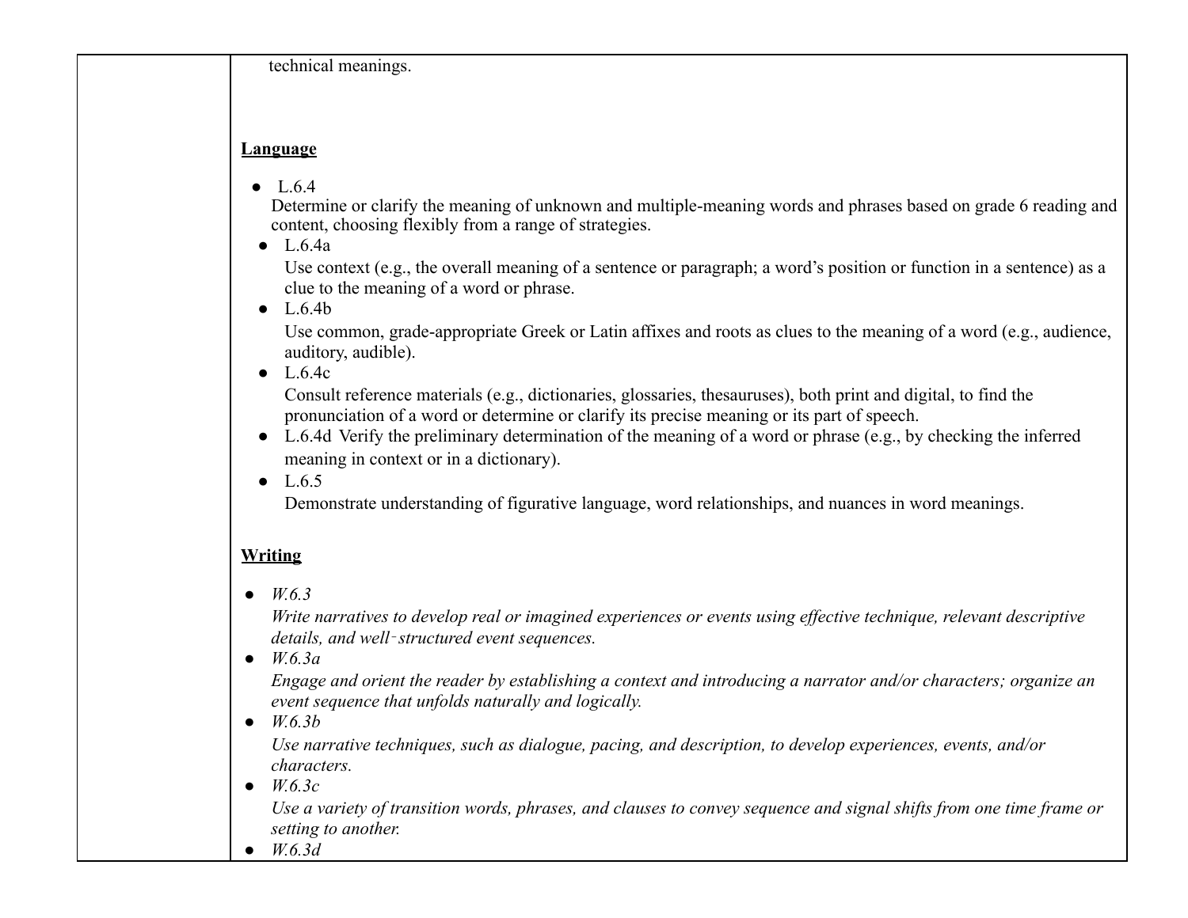technical meanings.

**Language**

- L.6.4
  Determine or clarify the meaning of unknown and multiple-meaning words and phrases based on grade 6 reading and content, choosing flexibly from a range of strategies.
  - L.6.4a
    Use context (e.g., the overall meaning of a sentence or paragraph; a word's position or function in a sentence) as a clue to the meaning of a word or phrase.
  - L.6.4b
    Use common, grade-appropriate Greek or Latin affixes and roots as clues to the meaning of a word (e.g., audience, auditory, audible).
  - L.6.4c
    Consult reference materials (e.g., dictionaries, glossaries, thesauruses), both print and digital, to find the pronunciation of a word or determine or clarify its precise meaning or its part of speech.
  - L.6.4d Verify the preliminary determination of the meaning of a word or phrase (e.g., by checking the inferred meaning in context or in a dictionary).
  - L.6.5
    Demonstrate understanding of figurative language, word relationships, and nuances in word meanings.

**Writing**

- *W.6.3*
  *Write narratives to develop real or imagined experiences or events using effective technique, relevant descriptive details, and well-structured event sequences.*
- *W.6.3a*
  *Engage and orient the reader by establishing a context and introducing a narrator and/or characters; organize an event sequence that unfolds naturally and logically.*
- *W.6.3b*
  *Use narrative techniques, such as dialogue, pacing, and description, to develop experiences, events, and/or characters.*
- *W.6.3c*
  *Use a variety of transition words, phrases, and clauses to convey sequence and signal shifts from one time frame or setting to another.*
- *W.6.3d*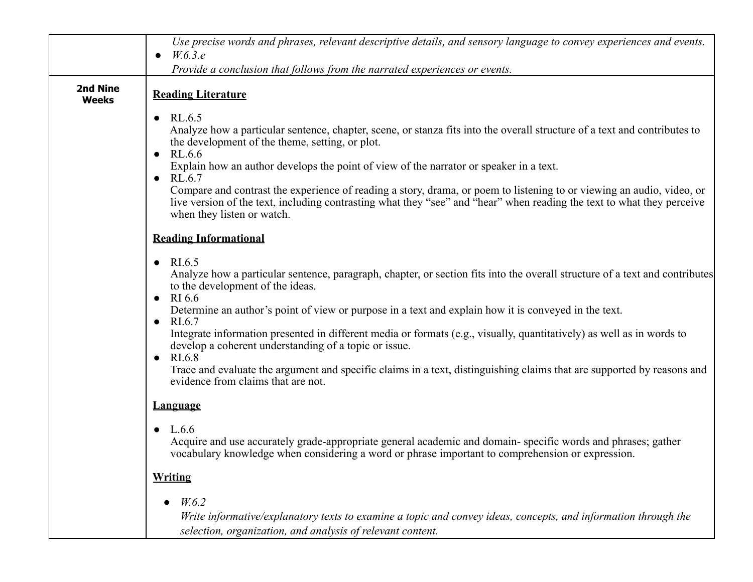| | |
|---|---|
| | *Use precise words and phrases, relevant descriptive details, and sensory language to convey experiences and events.*<br>● *W.6.3.e*<br>*Provide a conclusion that follows from the narrated experiences or events.* |
| **2nd Nine Weeks** | **Reading Literature**<br><br>● RL.6.5<br>Analyze how a particular sentence, chapter, scene, or stanza fits into the overall structure of a text and contributes to the development of the theme, setting, or plot.<br>● RL.6.6<br>Explain how an author develops the point of view of the narrator or speaker in a text.<br>● RL.6.7<br>Compare and contrast the experience of reading a story, drama, or poem to listening to or viewing an audio, video, or live version of the text, including contrasting what they "see" and "hear" when reading the text to what they perceive when they listen or watch.<br><br>**Reading Informational**<br><br>● RI.6.5<br>Analyze how a particular sentence, paragraph, chapter, or section fits into the overall structure of a text and contributes to the development of the ideas.<br>● RI 6.6<br>Determine an author's point of view or purpose in a text and explain how it is conveyed in the text.<br>● RI.6.7<br>Integrate information presented in different media or formats (e.g., visually, quantitatively) as well as in words to develop a coherent understanding of a topic or issue.<br>● RI.6.8<br>Trace and evaluate the argument and specific claims in a text, distinguishing claims that are supported by reasons and evidence from claims that are not.<br><br>**Language**<br><br>● L.6.6<br>Acquire and use accurately grade-appropriate general academic and domain- specific words and phrases; gather vocabulary knowledge when considering a word or phrase important to comprehension or expression.<br><br>**Writing**<br><br>● *W.6.2*<br>*Write informative/explanatory texts to examine a topic and convey ideas, concepts, and information through the selection, organization, and analysis of relevant content.* |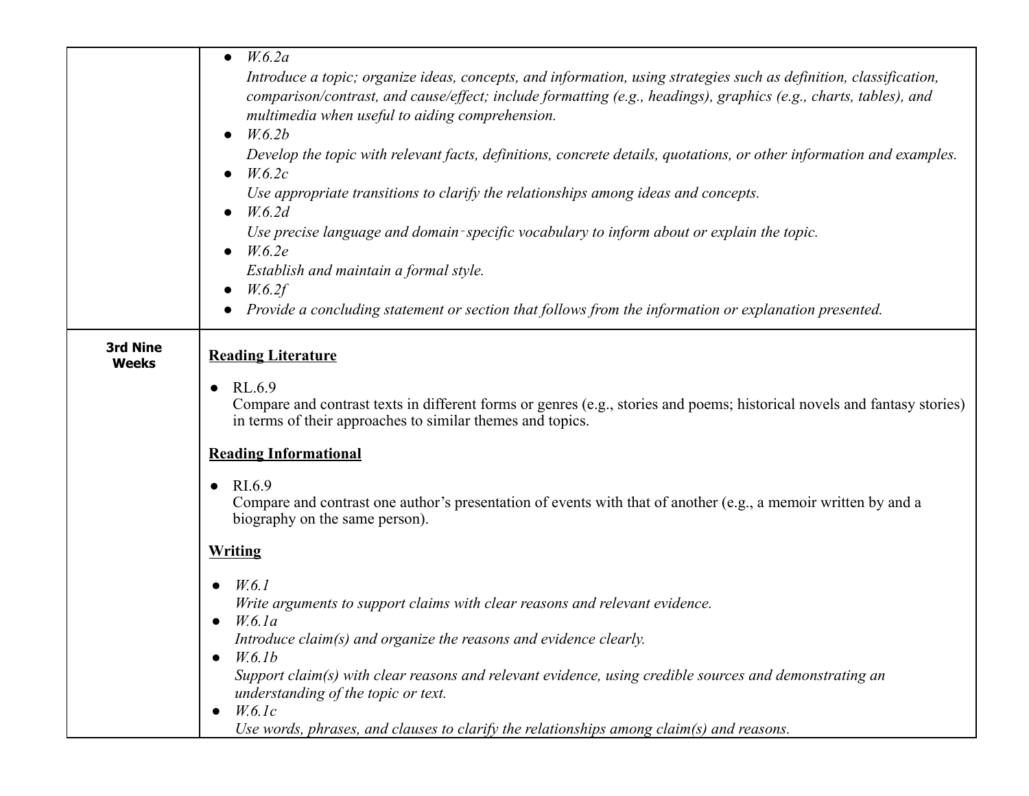| | |
|---|---|
| | ● *W.6.2a*<br>*Introduce a topic; organize ideas, concepts, and information, using strategies such as definition, classification, comparison/contrast, and cause/effect; include formatting (e.g., headings), graphics (e.g., charts, tables), and multimedia when useful to aiding comprehension.*<br>● *W.6.2b*<br>*Develop the topic with relevant facts, definitions, concrete details, quotations, or other information and examples.*<br>● *W.6.2c*<br>*Use appropriate transitions to clarify the relationships among ideas and concepts.*<br>● *W.6.2d*<br>*Use precise language and domain-specific vocabulary to inform about or explain the topic.*<br>● *W.6.2e*<br>*Establish and maintain a formal style.*<br>● *W.6.2f*<br>● *Provide a concluding statement or section that follows from the information or explanation presented.* |
| **3rd Nine Weeks** | <u>**Reading Literature**</u><br>● RL.6.9<br>Compare and contrast texts in different forms or genres (e.g., stories and poems; historical novels and fantasy stories) in terms of their approaches to similar themes and topics.<br><u>**Reading Informational**</u><br>● RI.6.9<br>Compare and contrast one author's presentation of events with that of another (e.g., a memoir written by and a biography on the same person).<br><u>**Writing**</u><br>● *W.6.1*<br>*Write arguments to support claims with clear reasons and relevant evidence.*<br>● *W.6.1a*<br>*Introduce claim(s) and organize the reasons and evidence clearly.*<br>● *W.6.1b*<br>*Support claim(s) with clear reasons and relevant evidence, using credible sources and demonstrating an understanding of the topic or text.*<br>● *W.6.1c*<br>*Use words, phrases, and clauses to clarify the relationships among claim(s) and reasons.* |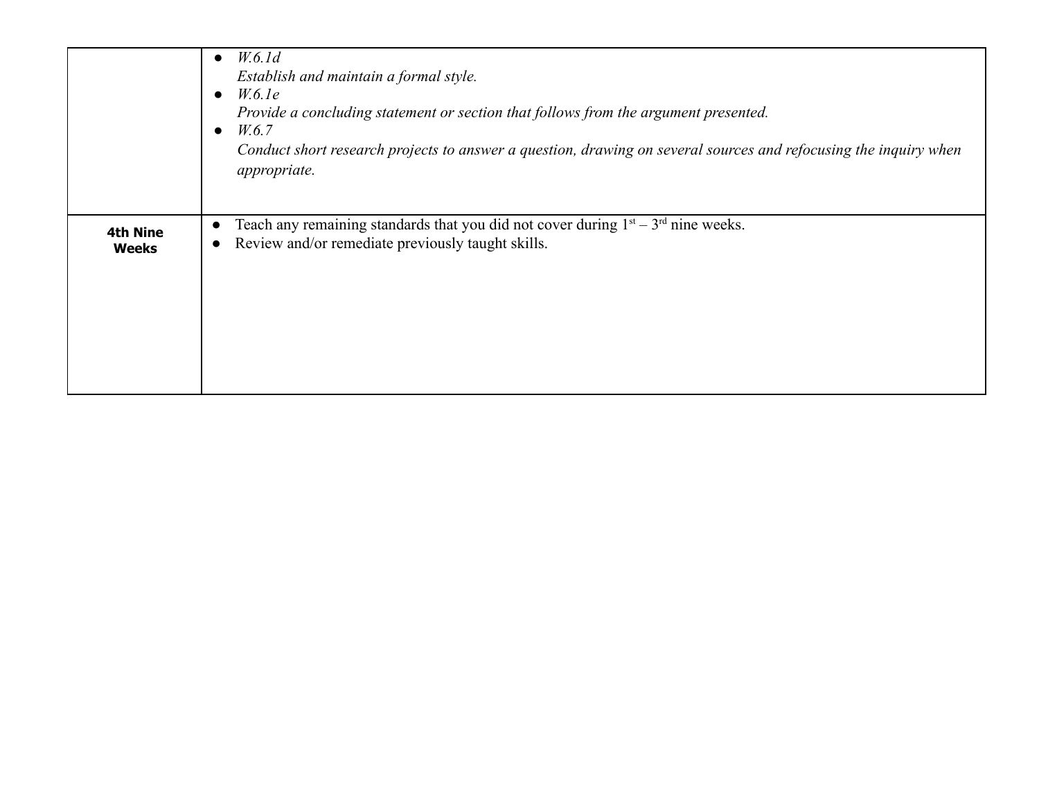| | |
|---|---|
| | • *W.6.1d*<br>*Establish and maintain a formal style.*<br>• *W.6.1e*<br>*Provide a concluding statement or section that follows from the argument presented.*<br>• *W.6.7*<br>*Conduct short research projects to answer a question, drawing on several sources and refocusing the inquiry when appropriate.* |
| **4th Nine Weeks** | • Teach any remaining standards that you did not cover during 1st – 3rd nine weeks.<br>• Review and/or remediate previously taught skills. |